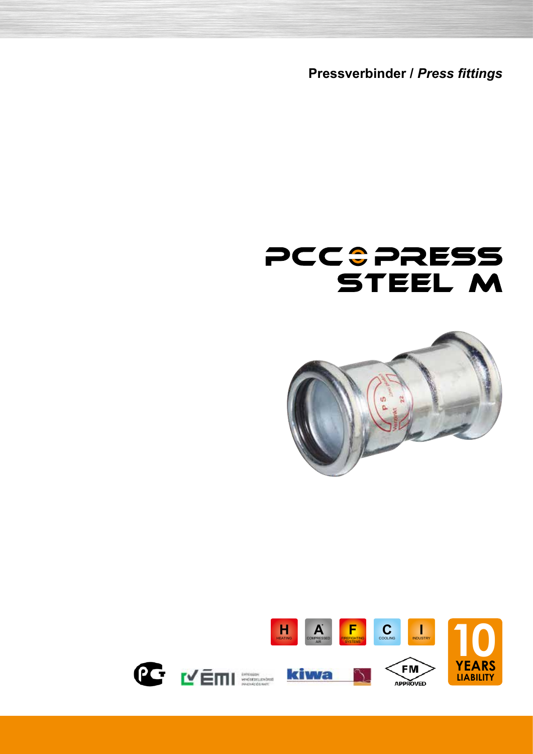**Pressverbinder / *Press fittings***

# PCC PRESS STEEL M

H HEATING | A COMPRESSED AIR | F FIREFIGHTING SYSTEMS | C COOLING | I INDUSTRY

10 YEARS LIABILITY

kiwa

FM APPROVED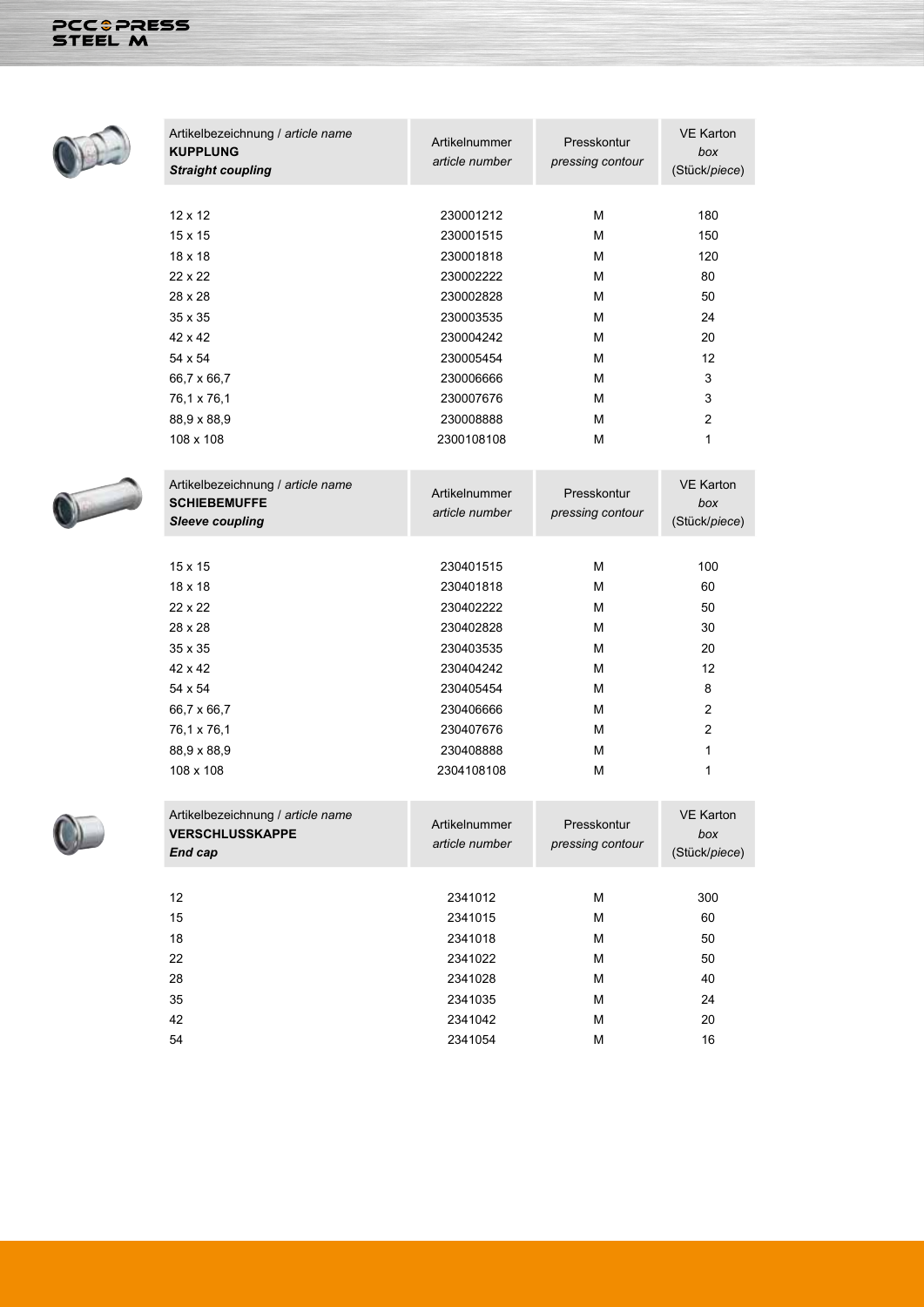| Artikelbezeichnung / *article name* **KUPPLUNG** ***Straight coupling*** | Artikelnummer *article number* | Presskontur *pressing contour* | VE Karton *box* (Stück/*piece*) |
|---|---|---|---|
| 12 x 12 | 230001212 | M | 180 |
| 15 x 15 | 230001515 | M | 150 |
| 18 x 18 | 230001818 | M | 120 |
| 22 x 22 | 230002222 | M | 80 |
| 28 x 28 | 230002828 | M | 50 |
| 35 x 35 | 230003535 | M | 24 |
| 42 x 42 | 230004242 | M | 20 |
| 54 x 54 | 230005454 | M | 12 |
| 66,7 x 66,7 | 230006666 | M | 3 |
| 76,1 x 76,1 | 230007676 | M | 3 |
| 88,9 x 88,9 | 230008888 | M | 2 |
| 108 x 108 | 2300108108 | M | 1 |

| Artikelbezeichnung / *article name* **SCHIEBEMUFFE** ***Sleeve coupling*** | Artikelnummer *article number* | Presskontur *pressing contour* | VE Karton *box* (Stück/*piece*) |
|---|---|---|---|
| 15 x 15 | 230401515 | M | 100 |
| 18 x 18 | 230401818 | M | 60 |
| 22 x 22 | 230402222 | M | 50 |
| 28 x 28 | 230402828 | M | 30 |
| 35 x 35 | 230403535 | M | 20 |
| 42 x 42 | 230404242 | M | 12 |
| 54 x 54 | 230405454 | M | 8 |
| 66,7 x 66,7 | 230406666 | M | 2 |
| 76,1 x 76,1 | 230407676 | M | 2 |
| 88,9 x 88,9 | 230408888 | M | 1 |
| 108 x 108 | 2304108108 | M | 1 |

| Artikelbezeichnung / *article name* **VERSCHLUSSKAPPE** ***End cap*** | Artikelnummer *article number* | Presskontur *pressing contour* | VE Karton *box* (Stück/*piece*) |
|---|---|---|---|
| 12 | 2341012 | M | 300 |
| 15 | 2341015 | M | 60 |
| 18 | 2341018 | M | 50 |
| 22 | 2341022 | M | 50 |
| 28 | 2341028 | M | 40 |
| 35 | 2341035 | M | 24 |
| 42 | 2341042 | M | 20 |
| 54 | 2341054 | M | 16 |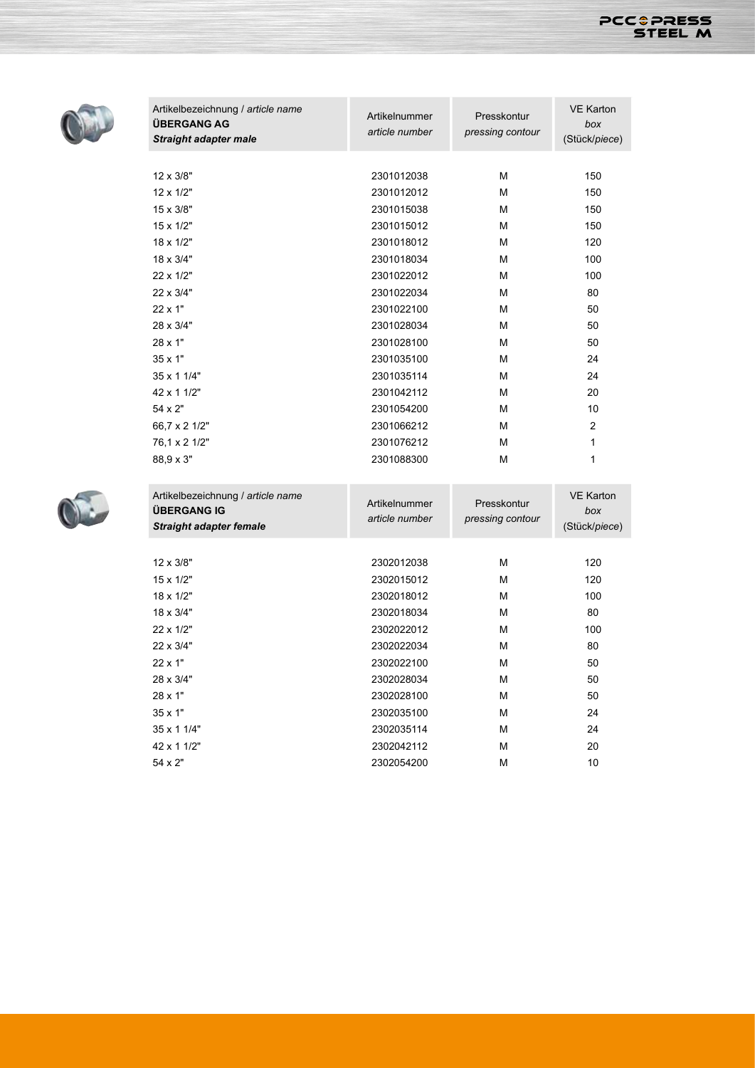| Artikelbezeichnung / *article name* **ÜBERGANG AG** ***Straight adapter male*** | Artikelnummer *article number* | Presskontur *pressing contour* | VE Karton *box* (Stück/*piece*) |
|---|---|---|---|
| 12 x 3/8" | 2301012038 | M | 150 |
| 12 x 1/2" | 2301012012 | M | 150 |
| 15 x 3/8" | 2301015038 | M | 150 |
| 15 x 1/2" | 2301015012 | M | 150 |
| 18 x 1/2" | 2301018012 | M | 120 |
| 18 x 3/4" | 2301018034 | M | 100 |
| 22 x 1/2" | 2301022012 | M | 100 |
| 22 x 3/4" | 2301022034 | M | 80 |
| 22 x 1" | 2301022100 | M | 50 |
| 28 x 3/4" | 2301028034 | M | 50 |
| 28 x 1" | 2301028100 | M | 50 |
| 35 x 1" | 2301035100 | M | 24 |
| 35 x 1 1/4" | 2301035114 | M | 24 |
| 42 x 1 1/2" | 2301042112 | M | 20 |
| 54 x 2" | 2301054200 | M | 10 |
| 66,7 x 2 1/2" | 2301066212 | M | 2 |
| 76,1 x 2 1/2" | 2301076212 | M | 1 |
| 88,9 x 3" | 2301088300 | M | 1 |

| Artikelbezeichnung / *article name* **ÜBERGANG IG** ***Straight adapter female*** | Artikelnummer *article number* | Presskontur *pressing contour* | VE Karton *box* (Stück/*piece*) |
|---|---|---|---|
| 12 x 3/8" | 2302012038 | M | 120 |
| 15 x 1/2" | 2302015012 | M | 120 |
| 18 x 1/2" | 2302018012 | M | 100 |
| 18 x 3/4" | 2302018034 | M | 80 |
| 22 x 1/2" | 2302022012 | M | 100 |
| 22 x 3/4" | 2302022034 | M | 80 |
| 22 x 1" | 2302022100 | M | 50 |
| 28 x 3/4" | 2302028034 | M | 50 |
| 28 x 1" | 2302028100 | M | 50 |
| 35 x 1" | 2302035100 | M | 24 |
| 35 x 1 1/4" | 2302035114 | M | 24 |
| 42 x 1 1/2" | 2302042112 | M | 20 |
| 54 x 2" | 2302054200 | M | 10 |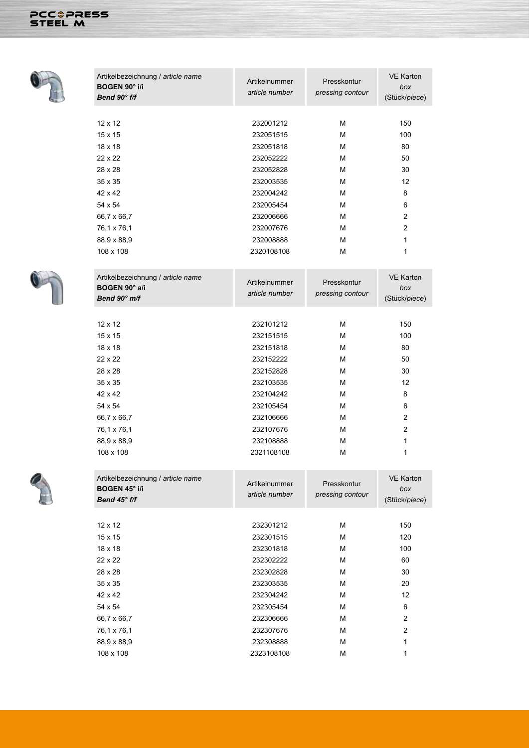| Artikelbezeichnung / *article name* **BOGEN 90° i/i** ***Bend 90° f/f*** | Artikelnummer *article number* | Presskontur *pressing contour* | VE Karton *box* (Stück/*piece*) |
|---|---|---|---|
| 12 x 12 | 232001212 | M | 150 |
| 15 x 15 | 232051515 | M | 100 |
| 18 x 18 | 232051818 | M | 80 |
| 22 x 22 | 232052222 | M | 50 |
| 28 x 28 | 232052828 | M | 30 |
| 35 x 35 | 232003535 | M | 12 |
| 42 x 42 | 232004242 | M | 8 |
| 54 x 54 | 232005454 | M | 6 |
| 66,7 x 66,7 | 232006666 | M | 2 |
| 76,1 x 76,1 | 232007676 | M | 2 |
| 88,9 x 88,9 | 232008888 | M | 1 |
| 108 x 108 | 2320108108 | M | 1 |

| Artikelbezeichnung / *article name* **BOGEN 90° a/i** ***Bend 90° m/f*** | Artikelnummer *article number* | Presskontur *pressing contour* | VE Karton *box* (Stück/*piece*) |
|---|---|---|---|
| 12 x 12 | 232101212 | M | 150 |
| 15 x 15 | 232151515 | M | 100 |
| 18 x 18 | 232151818 | M | 80 |
| 22 x 22 | 232152222 | M | 50 |
| 28 x 28 | 232152828 | M | 30 |
| 35 x 35 | 232103535 | M | 12 |
| 42 x 42 | 232104242 | M | 8 |
| 54 x 54 | 232105454 | M | 6 |
| 66,7 x 66,7 | 232106666 | M | 2 |
| 76,1 x 76,1 | 232107676 | M | 2 |
| 88,9 x 88,9 | 232108888 | M | 1 |
| 108 x 108 | 2321108108 | M | 1 |

| Artikelbezeichnung / *article name* **BOGEN 45° i/i** ***Bend 45° f/f*** | Artikelnummer *article number* | Presskontur *pressing contour* | VE Karton *box* (Stück/*piece*) |
|---|---|---|---|
| 12 x 12 | 232301212 | M | 150 |
| 15 x 15 | 232301515 | M | 120 |
| 18 x 18 | 232301818 | M | 100 |
| 22 x 22 | 232302222 | M | 60 |
| 28 x 28 | 232302828 | M | 30 |
| 35 x 35 | 232303535 | M | 20 |
| 42 x 42 | 232304242 | M | 12 |
| 54 x 54 | 232305454 | M | 6 |
| 66,7 x 66,7 | 232306666 | M | 2 |
| 76,1 x 76,1 | 232307676 | M | 2 |
| 88,9 x 88,9 | 232308888 | M | 1 |
| 108 x 108 | 2323108108 | M | 1 |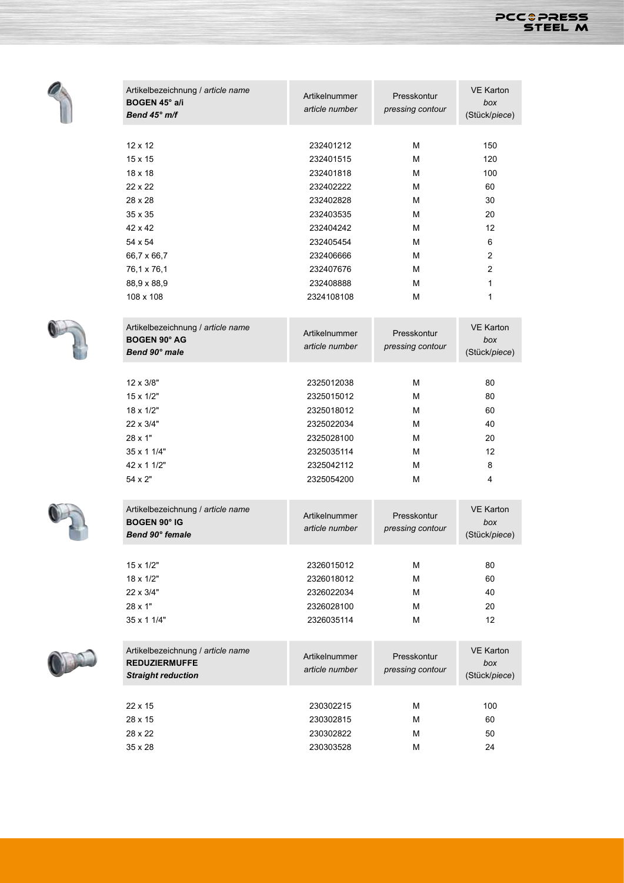| Artikelbezeichnung / *article name* **BOGEN 45° a/i** ***Bend 45° m/f*** | Artikelnummer *article number* | Presskontur *pressing contour* | VE Karton *box* (Stück/*piece*) |
|---|---|---|---|
| 12 x 12 | 232401212 | M | 150 |
| 15 x 15 | 232401515 | M | 120 |
| 18 x 18 | 232401818 | M | 100 |
| 22 x 22 | 232402222 | M | 60 |
| 28 x 28 | 232402828 | M | 30 |
| 35 x 35 | 232403535 | M | 20 |
| 42 x 42 | 232404242 | M | 12 |
| 54 x 54 | 232405454 | M | 6 |
| 66,7 x 66,7 | 232406666 | M | 2 |
| 76,1 x 76,1 | 232407676 | M | 2 |
| 88,9 x 88,9 | 232408888 | M | 1 |
| 108 x 108 | 2324108108 | M | 1 |

| Artikelbezeichnung / *article name* **BOGEN 90° AG** ***Bend 90° male*** | Artikelnummer *article number* | Presskontur *pressing contour* | VE Karton *box* (Stück/*piece*) |
|---|---|---|---|
| 12 x 3/8" | 2325012038 | M | 80 |
| 15 x 1/2" | 2325015012 | M | 80 |
| 18 x 1/2" | 2325018012 | M | 60 |
| 22 x 3/4" | 2325022034 | M | 40 |
| 28 x 1" | 2325028100 | M | 20 |
| 35 x 1 1/4" | 2325035114 | M | 12 |
| 42 x 1 1/2" | 2325042112 | M | 8 |
| 54 x 2" | 2325054200 | M | 4 |

| Artikelbezeichnung / *article name* **BOGEN 90° IG** ***Bend 90° female*** | Artikelnummer *article number* | Presskontur *pressing contour* | VE Karton *box* (Stück/*piece*) |
|---|---|---|---|
| 15 x 1/2" | 2326015012 | M | 80 |
| 18 x 1/2" | 2326018012 | M | 60 |
| 22 x 3/4" | 2326022034 | M | 40 |
| 28 x 1" | 2326028100 | M | 20 |
| 35 x 1 1/4" | 2326035114 | M | 12 |

| Artikelbezeichnung / *article name* **REDUZIERMUFFE** ***Straight reduction*** | Artikelnummer *article number* | Presskontur *pressing contour* | VE Karton *box* (Stück/*piece*) |
|---|---|---|---|
| 22 x 15 | 230302215 | M | 100 |
| 28 x 15 | 230302815 | M | 60 |
| 28 x 22 | 230302822 | M | 50 |
| 35 x 28 | 230303528 | M | 24 |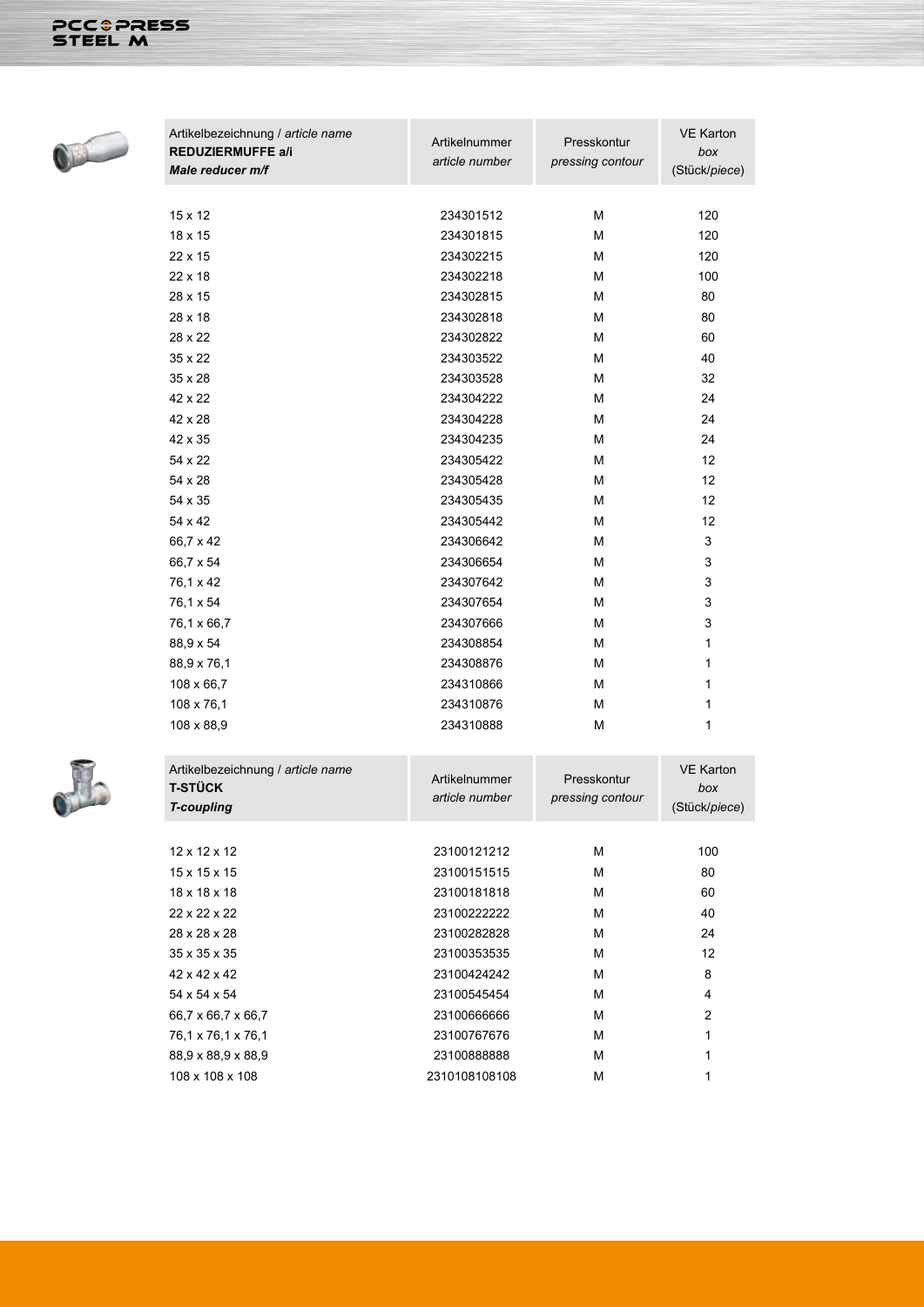| Artikelbezeichnung / *article name* **REDUZIERMUFFE a/i** ***Male reducer m/f*** | Artikelnummer *article number* | Presskontur *pressing contour* | VE Karton *box* (Stück/*piece*) |
|---|---|---|---|
| 15 x 12 | 234301512 | M | 120 |
| 18 x 15 | 234301815 | M | 120 |
| 22 x 15 | 234302215 | M | 120 |
| 22 x 18 | 234302218 | M | 100 |
| 28 x 15 | 234302815 | M | 80 |
| 28 x 18 | 234302818 | M | 80 |
| 28 x 22 | 234302822 | M | 60 |
| 35 x 22 | 234303522 | M | 40 |
| 35 x 28 | 234303528 | M | 32 |
| 42 x 22 | 234304222 | M | 24 |
| 42 x 28 | 234304228 | M | 24 |
| 42 x 35 | 234304235 | M | 24 |
| 54 x 22 | 234305422 | M | 12 |
| 54 x 28 | 234305428 | M | 12 |
| 54 x 35 | 234305435 | M | 12 |
| 54 x 42 | 234305442 | M | 12 |
| 66,7 x 42 | 234306642 | M | 3 |
| 66,7 x 54 | 234306654 | M | 3 |
| 76,1 x 42 | 234307642 | M | 3 |
| 76,1 x 54 | 234307654 | M | 3 |
| 76,1 x 66,7 | 234307666 | M | 3 |
| 88,9 x 54 | 234308854 | M | 1 |
| 88,9 x 76,1 | 234308876 | M | 1 |
| 108 x 66,7 | 234310866 | M | 1 |
| 108 x 76,1 | 234310876 | M | 1 |
| 108 x 88,9 | 234310888 | M | 1 |

| Artikelbezeichnung / *article name* **T-STÜCK** ***T-coupling*** | Artikelnummer *article number* | Presskontur *pressing contour* | VE Karton *box* (Stück/*piece*) |
|---|---|---|---|
| 12 x 12 x 12 | 23100121212 | M | 100 |
| 15 x 15 x 15 | 23100151515 | M | 80 |
| 18 x 18 x 18 | 23100181818 | M | 60 |
| 22 x 22 x 22 | 23100222222 | M | 40 |
| 28 x 28 x 28 | 23100282828 | M | 24 |
| 35 x 35 x 35 | 23100353535 | M | 12 |
| 42 x 42 x 42 | 23100424242 | M | 8 |
| 54 x 54 x 54 | 23100545454 | M | 4 |
| 66,7 x 66,7 x 66,7 | 23100666666 | M | 2 |
| 76,1 x 76,1 x 76,1 | 23100767676 | M | 1 |
| 88,9 x 88,9 x 88,9 | 23100888888 | M | 1 |
| 108 x 108 x 108 | 2310108108108 | M | 1 |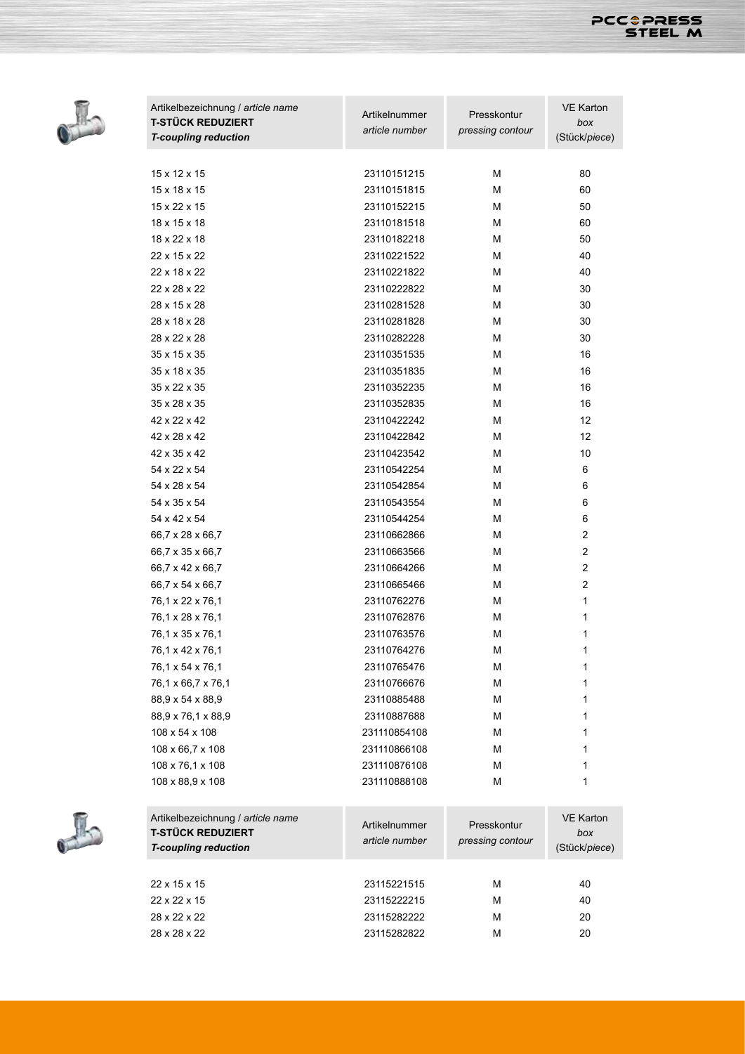| Artikelbezeichnung / *article name* **T-STÜCK REDUZIERT** ***T-coupling reduction*** | Artikelnummer *article number* | Presskontur *pressing contour* | VE Karton *box* (Stück/*piece*) |
|---|---|---|---|
| 15 x 12 x 15 | 23110151215 | M | 80 |
| 15 x 18 x 15 | 23110151815 | M | 60 |
| 15 x 22 x 15 | 23110152215 | M | 50 |
| 18 x 15 x 18 | 23110181518 | M | 60 |
| 18 x 22 x 18 | 23110182218 | M | 50 |
| 22 x 15 x 22 | 23110221522 | M | 40 |
| 22 x 18 x 22 | 23110221822 | M | 40 |
| 22 x 28 x 22 | 23110222822 | M | 30 |
| 28 x 15 x 28 | 23110281528 | M | 30 |
| 28 x 18 x 28 | 23110281828 | M | 30 |
| 28 x 22 x 28 | 23110282228 | M | 30 |
| 35 x 15 x 35 | 23110351535 | M | 16 |
| 35 x 18 x 35 | 23110351835 | M | 16 |
| 35 x 22 x 35 | 23110352235 | M | 16 |
| 35 x 28 x 35 | 23110352835 | M | 16 |
| 42 x 22 x 42 | 23110422242 | M | 12 |
| 42 x 28 x 42 | 23110422842 | M | 12 |
| 42 x 35 x 42 | 23110423542 | M | 10 |
| 54 x 22 x 54 | 23110542254 | M | 6 |
| 54 x 28 x 54 | 23110542854 | M | 6 |
| 54 x 35 x 54 | 23110543554 | M | 6 |
| 54 x 42 x 54 | 23110544254 | M | 6 |
| 66,7 x 28 x 66,7 | 23110662866 | M | 2 |
| 66,7 x 35 x 66,7 | 23110663566 | M | 2 |
| 66,7 x 42 x 66,7 | 23110664266 | M | 2 |
| 66,7 x 54 x 66,7 | 23110665466 | M | 2 |
| 76,1 x 22 x 76,1 | 23110762276 | M | 1 |
| 76,1 x 28 x 76,1 | 23110762876 | M | 1 |
| 76,1 x 35 x 76,1 | 23110763576 | M | 1 |
| 76,1 x 42 x 76,1 | 23110764276 | M | 1 |
| 76,1 x 54 x 76,1 | 23110765476 | M | 1 |
| 76,1 x 66,7 x 76,1 | 23110766676 | M | 1 |
| 88,9 x 54 x 88,9 | 23110885488 | M | 1 |
| 88,9 x 76,1 x 88,9 | 23110887688 | M | 1 |
| 108 x 54 x 108 | 231110854108 | M | 1 |
| 108 x 66,7 x 108 | 231110866108 | M | 1 |
| 108 x 76,1 x 108 | 231110876108 | M | 1 |
| 108 x 88,9 x 108 | 231110888108 | M | 1 |

| Artikelbezeichnung / *article name* **T-STÜCK REDUZIERT** ***T-coupling reduction*** | Artikelnummer *article number* | Presskontur *pressing contour* | VE Karton *box* (Stück/*piece*) |
|---|---|---|---|
| 22 x 15 x 15 | 23115221515 | M | 40 |
| 22 x 22 x 15 | 23115222215 | M | 40 |
| 28 x 22 x 22 | 23115282222 | M | 20 |
| 28 x 28 x 22 | 23115282822 | M | 20 |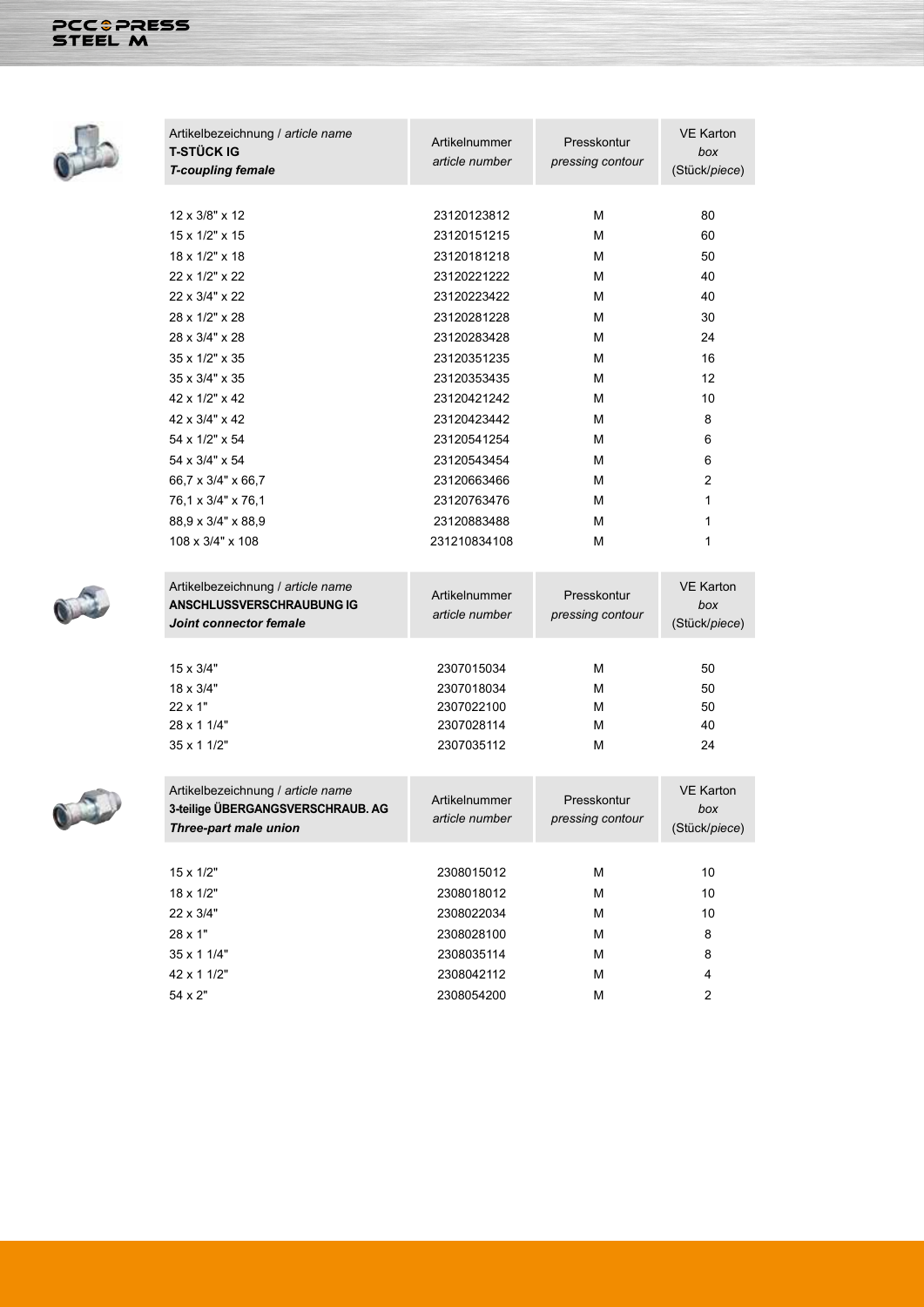| Artikelbezeichnung / *article name* **T-STÜCK IG** ***T-coupling female*** | Artikelnummer *article number* | Presskontur *pressing contour* | VE Karton *box* (Stück/*piece*) |
| --- | --- | --- | --- |
| 12 x 3/8" x 12 | 23120123812 | M | 80 |
| 15 x 1/2" x 15 | 23120151215 | M | 60 |
| 18 x 1/2" x 18 | 23120181218 | M | 50 |
| 22 x 1/2" x 22 | 23120221222 | M | 40 |
| 22 x 3/4" x 22 | 23120223422 | M | 40 |
| 28 x 1/2" x 28 | 23120281228 | M | 30 |
| 28 x 3/4" x 28 | 23120283428 | M | 24 |
| 35 x 1/2" x 35 | 23120351235 | M | 16 |
| 35 x 3/4" x 35 | 23120353435 | M | 12 |
| 42 x 1/2" x 42 | 23120421242 | M | 10 |
| 42 x 3/4" x 42 | 23120423442 | M | 8 |
| 54 x 1/2" x 54 | 23120541254 | M | 6 |
| 54 x 3/4" x 54 | 23120543454 | M | 6 |
| 66,7 x 3/4" x 66,7 | 23120663466 | M | 2 |
| 76,1 x 3/4" x 76,1 | 23120763476 | M | 1 |
| 88,9 x 3/4" x 88,9 | 23120883488 | M | 1 |
| 108 x 3/4" x 108 | 231210834108 | M | 1 |

| Artikelbezeichnung / *article name* **ANSCHLUSSVERSCHRAUBUNG IG** ***Joint connector female*** | Artikelnummer *article number* | Presskontur *pressing contour* | VE Karton *box* (Stück/*piece*) |
| --- | --- | --- | --- |
| 15 x 3/4" | 2307015034 | M | 50 |
| 18 x 3/4" | 2307018034 | M | 50 |
| 22 x 1" | 2307022100 | M | 50 |
| 28 x 1 1/4" | 2307028114 | M | 40 |
| 35 x 1 1/2" | 2307035112 | M | 24 |

| Artikelbezeichnung / *article name* **3-teilige ÜBERGANGSVERSCHRAUB. AG** ***Three-part male union*** | Artikelnummer *article number* | Presskontur *pressing contour* | VE Karton *box* (Stück/*piece*) |
| --- | --- | --- | --- |
| 15 x 1/2" | 2308015012 | M | 10 |
| 18 x 1/2" | 2308018012 | M | 10 |
| 22 x 3/4" | 2308022034 | M | 10 |
| 28 x 1" | 2308028100 | M | 8 |
| 35 x 1 1/4" | 2308035114 | M | 8 |
| 42 x 1 1/2" | 2308042112 | M | 4 |
| 54 x 2" | 2308054200 | M | 2 |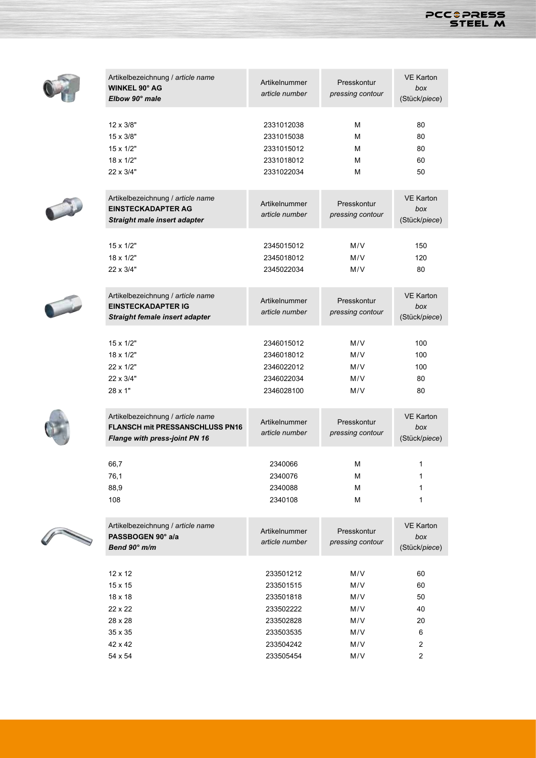| Artikelbezeichnung / *article name* **WINKEL 90° AG** ***Elbow 90° male*** | Artikelnummer *article number* | Presskontur *pressing contour* | VE Karton *box* (Stück/*piece*) |
|---|---|---|---|
| 12 x 3/8" | 2331012038 | M | 80 |
| 15 x 3/8" | 2331015038 | M | 80 |
| 15 x 1/2" | 2331015012 | M | 80 |
| 18 x 1/2" | 2331018012 | M | 60 |
| 22 x 3/4" | 2331022034 | M | 50 |

| Artikelbezeichnung / *article name* **EINSTECKADAPTER AG** ***Straight male insert adapter*** | Artikelnummer *article number* | Presskontur *pressing contour* | VE Karton *box* (Stück/*piece*) |
|---|---|---|---|
| 15 x 1/2" | 2345015012 | M/V | 150 |
| 18 x 1/2" | 2345018012 | M/V | 120 |
| 22 x 3/4" | 2345022034 | M/V | 80 |

| Artikelbezeichnung / *article name* **EINSTECKADAPTER IG** ***Straight female insert adapter*** | Artikelnummer *article number* | Presskontur *pressing contour* | VE Karton *box* (Stück/*piece*) |
|---|---|---|---|
| 15 x 1/2" | 2346015012 | M/V | 100 |
| 18 x 1/2" | 2346018012 | M/V | 100 |
| 22 x 1/2" | 2346022012 | M/V | 100 |
| 22 x 3/4" | 2346022034 | M/V | 80 |
| 28 x 1" | 2346028100 | M/V | 80 |

| Artikelbezeichnung / *article name* **FLANSCH mit PRESSANSCHLUSS PN16** ***Flange with press-joint PN 16*** | Artikelnummer *article number* | Presskontur *pressing contour* | VE Karton *box* (Stück/*piece*) |
|---|---|---|---|
| 66,7 | 2340066 | M | 1 |
| 76,1 | 2340076 | M | 1 |
| 88,9 | 2340088 | M | 1 |
| 108 | 2340108 | M | 1 |

| Artikelbezeichnung / *article name* **PASSBOGEN 90° a/a** ***Bend 90° m/m*** | Artikelnummer *article number* | Presskontur *pressing contour* | VE Karton *box* (Stück/*piece*) |
|---|---|---|---|
| 12 x 12 | 233501212 | M/V | 60 |
| 15 x 15 | 233501515 | M/V | 60 |
| 18 x 18 | 233501818 | M/V | 50 |
| 22 x 22 | 233502222 | M/V | 40 |
| 28 x 28 | 233502828 | M/V | 20 |
| 35 x 35 | 233503535 | M/V | 6 |
| 42 x 42 | 233504242 | M/V | 2 |
| 54 x 54 | 233505454 | M/V | 2 |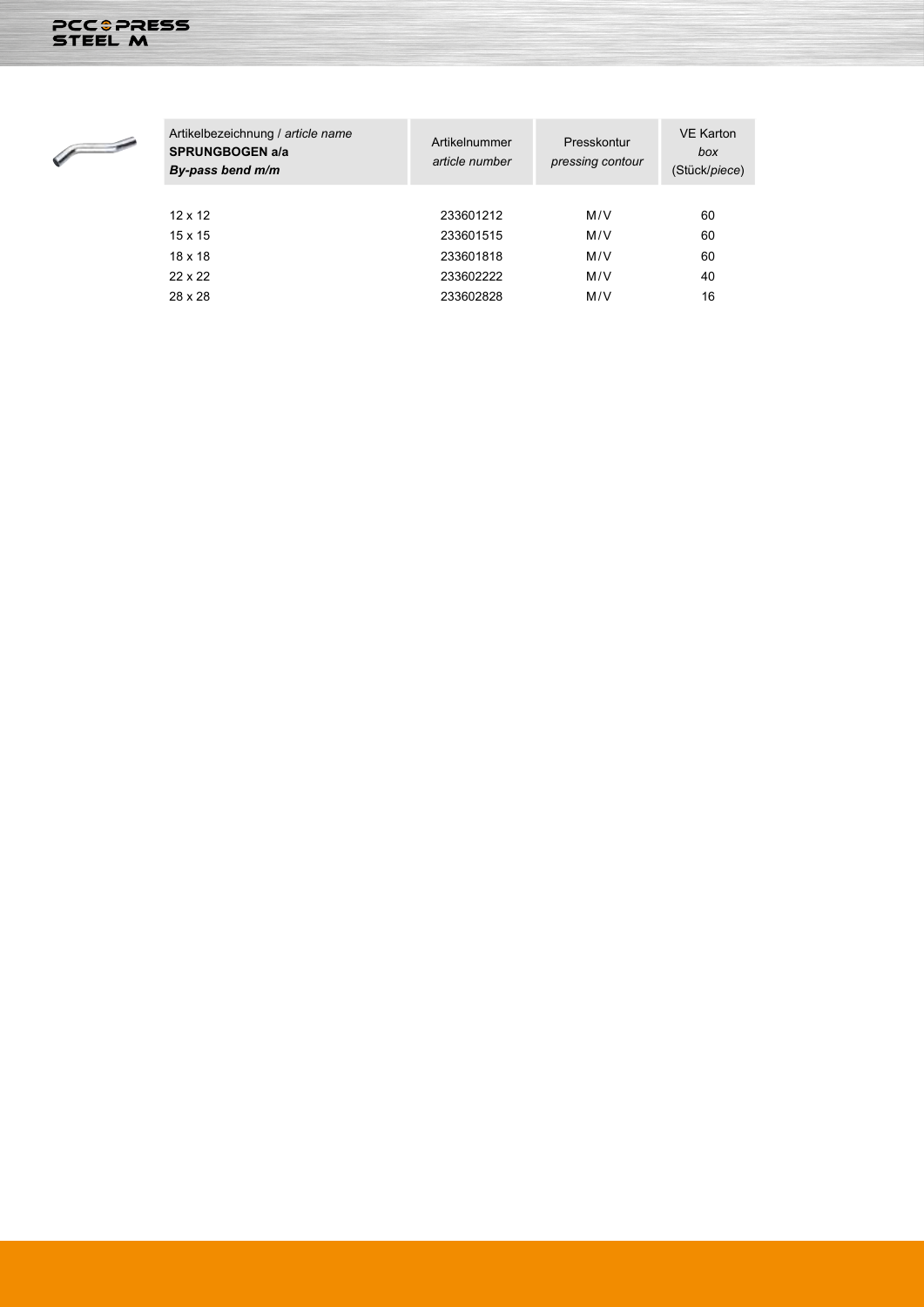| Artikelbezeichnung / *article name* **SPRUNGBOGEN a/a** ***By-pass bend m/m*** | Artikelnummer *article number* | Presskontur *pressing contour* | VE Karton *box* (Stück/*piece*) |
|---|---|---|---|
| 12 x 12 | 233601212 | M/V | 60 |
| 15 x 15 | 233601515 | M/V | 60 |
| 18 x 18 | 233601818 | M/V | 60 |
| 22 x 22 | 233602222 | M/V | 40 |
| 28 x 28 | 233602828 | M/V | 16 |